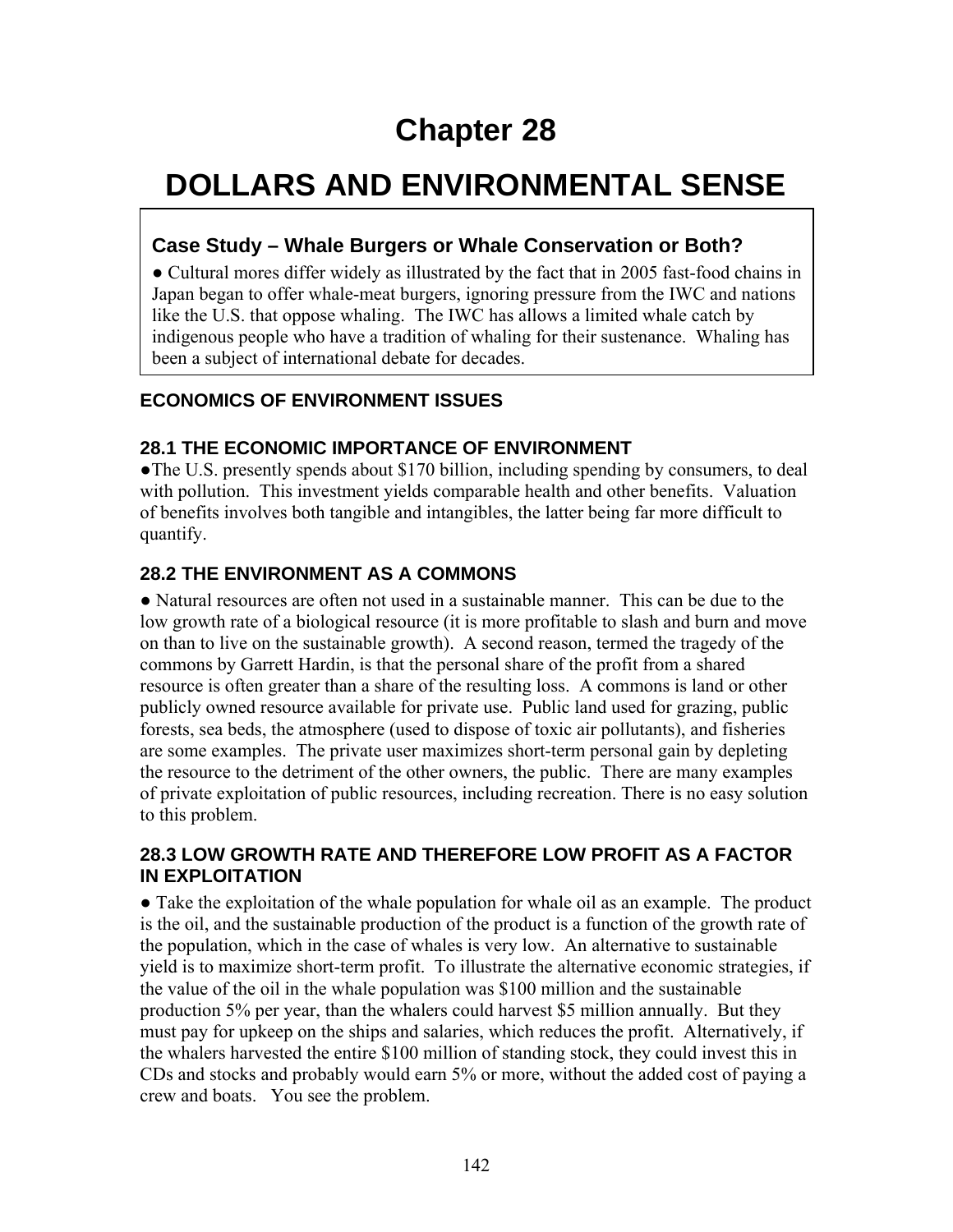# Chapter 28

# DOLLARS AND ENVIRONMENTAL SENSE

### Case Study – Whale Burgers or Whale Conservation or Both?

● Cultural mores differ widely as illustrated by the fact that in 2005 fast-food chains in Japan began to offer whale-meat burgers, ignoring pressure from the IWC and nations like the U.S. that oppose whaling. The IWC has allows a limited whale catch by indigenous people who have a tradition of whaling for their sustenance. Whaling has been a subject of international debate for decades.

## ECONOMICS OF ENVIRONMENT ISSUES

### 28.1 THE ECONOMIC IMPORTANCE OF ENVIRONMENT

●The U.S. presently spends about $170 billion, including spending by consumers, to deal with pollution. This investment yields comparable health and other benefits. Valuation of benefits involves both tangible and intangibles, the latter being far more difficult to quantify.

### 28.2 THE ENVIRONMENT AS A COMMONS

● Natural resources are often not used in a sustainable manner. This can be due to the low growth rate of a biological resource (it is more profitable to slash and burn and move on than to live on the sustainable growth). A second reason, termed the tragedy of the commons by Garrett Hardin, is that the personal share of the profit from a shared resource is often greater than a share of the resulting loss. A commons is land or other publicly owned resource available for private use. Public land used for grazing, public forests, sea beds, the atmosphere (used to dispose of toxic air pollutants), and fisheries are some examples. The private user maximizes short-term personal gain by depleting the resource to the detriment of the other owners, the public. There are many examples of private exploitation of public resources, including recreation. There is no easy solution to this problem.

### 28.3 LOW GROWTH RATE AND THEREFORE LOW PROFIT AS A FACTOR IN EXPLOITATION

● Take the exploitation of the whale population for whale oil as an example. The product is the oil, and the sustainable production of the product is a function of the growth rate of the population, which in the case of whales is very low. An alternative to sustainable yield is to maximize short-term profit. To illustrate the alternative economic strategies, if the value of the oil in the whale population was $100 million and the sustainable production 5% per year, than the whalers could harvest $5 million annually. But they must pay for upkeep on the ships and salaries, which reduces the profit. Alternatively, if the whalers harvested the entire $100 million of standing stock, they could invest this in CDs and stocks and probably would earn 5% or more, without the added cost of paying a crew and boats. You see the problem.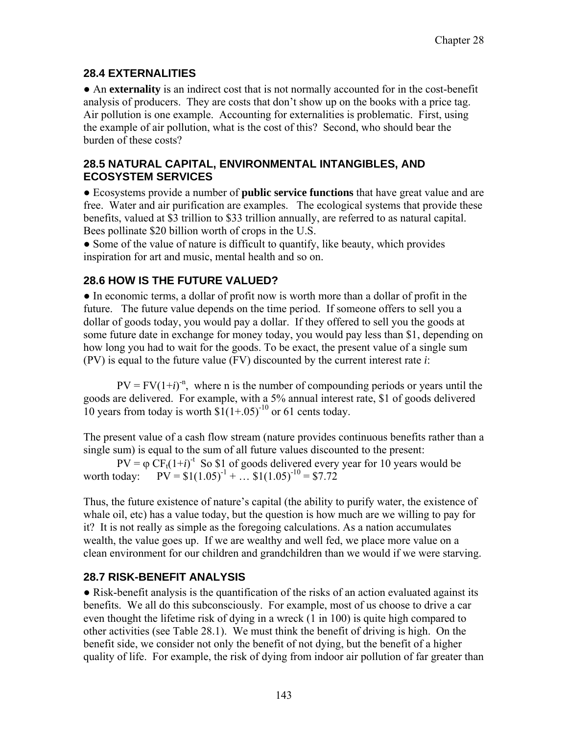## 28.4 EXTERNALITIES

● An **externality** is an indirect cost that is not normally accounted for in the cost-benefit analysis of producers. They are costs that don't show up on the books with a price tag. Air pollution is one example. Accounting for externalities is problematic. First, using the example of air pollution, what is the cost of this? Second, who should bear the burden of these costs?

## 28.5 NATURAL CAPITAL, ENVIRONMENTAL INTANGIBLES, AND ECOSYSTEM SERVICES

● Ecosystems provide a number of **public service functions** that have great value and are free. Water and air purification are examples. The ecological systems that provide these benefits, valued at \$3 trillion to \$33 trillion annually, are referred to as natural capital. Bees pollinate \$20 billion worth of crops in the U.S.

● Some of the value of nature is difficult to quantify, like beauty, which provides inspiration for art and music, mental health and so on.

## 28.6 HOW IS THE FUTURE VALUED?

● In economic terms, a dollar of profit now is worth more than a dollar of profit in the future. The future value depends on the time period. If someone offers to sell you a dollar of goods today, you would pay a dollar. If they offered to sell you the goods at some future date in exchange for money today, you would pay less than \$1, depending on how long you had to wait for the goods. To be exact, the present value of a single sum (PV) is equal to the future value (FV) discounted by the current interest rate *i*:

$PV = FV(1+i)^{-n}$, where n is the number of compounding periods or years until the goods are delivered. For example, with a 5% annual interest rate, \$1 of goods delivered 10 years from today is worth $\$1(1+.05)^{-10}$ or 61 cents today.

The present value of a cash flow stream (nature provides continuous benefits rather than a single sum) is equal to the sum of all future values discounted to the present:

$PV = \varphi\ CF_t(1+i)^{-t}$ So \$1 of goods delivered every year for 10 years would be worth today: $PV = \$1(1.05)^{-1} + \ldots \$1(1.05)^{-10} = \$7.72$

Thus, the future existence of nature's capital (the ability to purify water, the existence of whale oil, etc) has a value today, but the question is how much are we willing to pay for it? It is not really as simple as the foregoing calculations. As a nation accumulates wealth, the value goes up. If we are wealthy and well fed, we place more value on a clean environment for our children and grandchildren than we would if we were starving.

## 28.7 RISK-BENEFIT ANALYSIS

● Risk-benefit analysis is the quantification of the risks of an action evaluated against its benefits. We all do this subconsciously. For example, most of us choose to drive a car even thought the lifetime risk of dying in a wreck (1 in 100) is quite high compared to other activities (see Table 28.1). We must think the benefit of driving is high. On the benefit side, we consider not only the benefit of not dying, but the benefit of a higher quality of life. For example, the risk of dying from indoor air pollution of far greater than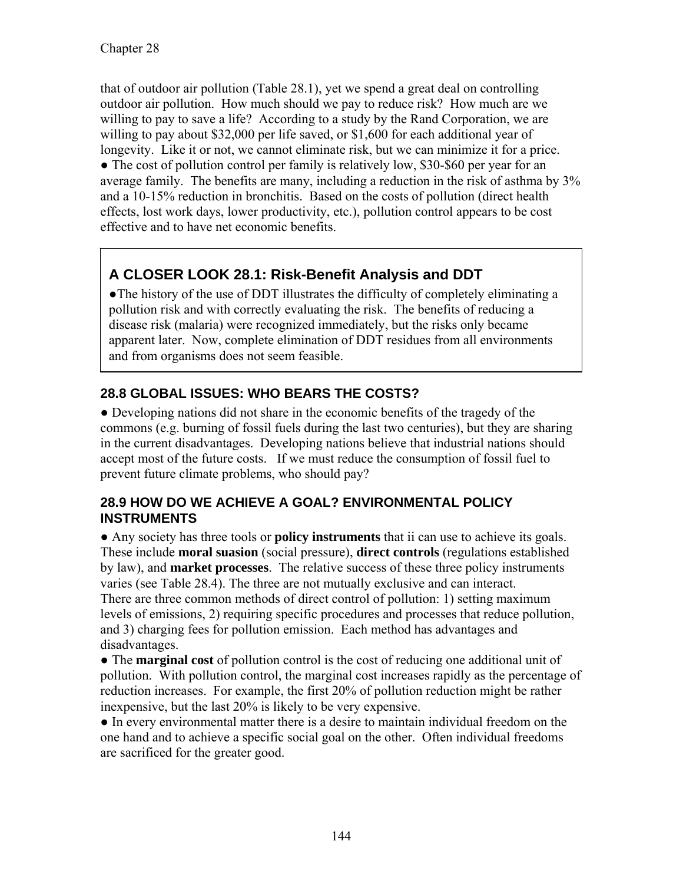that of outdoor air pollution (Table 28.1), yet we spend a great deal on controlling outdoor air pollution. How much should we pay to reduce risk? How much are we willing to pay to save a life? According to a study by the Rand Corporation, we are willing to pay about $32,000 per life saved, or $1,600 for each additional year of longevity. Like it or not, we cannot eliminate risk, but we can minimize it for a price.

● The cost of pollution control per family is relatively low, $30-$60 per year for an average family. The benefits are many, including a reduction in the risk of asthma by 3% and a 10-15% reduction in bronchitis. Based on the costs of pollution (direct health effects, lost work days, lower productivity, etc.), pollution control appears to be cost effective and to have net economic benefits.

### A CLOSER LOOK 28.1: Risk-Benefit Analysis and DDT

●The history of the use of DDT illustrates the difficulty of completely eliminating a pollution risk and with correctly evaluating the risk. The benefits of reducing a disease risk (malaria) were recognized immediately, but the risks only became apparent later. Now, complete elimination of DDT residues from all environments and from organisms does not seem feasible.

## 28.8 GLOBAL ISSUES: WHO BEARS THE COSTS?

● Developing nations did not share in the economic benefits of the tragedy of the commons (e.g. burning of fossil fuels during the last two centuries), but they are sharing in the current disadvantages. Developing nations believe that industrial nations should accept most of the future costs. If we must reduce the consumption of fossil fuel to prevent future climate problems, who should pay?

## 28.9 HOW DO WE ACHIEVE A GOAL? ENVIRONMENTAL POLICY INSTRUMENTS

● Any society has three tools or **policy instruments** that ii can use to achieve its goals. These include **moral suasion** (social pressure), **direct controls** (regulations established by law), and **market processes**. The relative success of these three policy instruments varies (see Table 28.4). The three are not mutually exclusive and can interact. There are three common methods of direct control of pollution: 1) setting maximum levels of emissions, 2) requiring specific procedures and processes that reduce pollution, and 3) charging fees for pollution emission. Each method has advantages and disadvantages.

● The **marginal cost** of pollution control is the cost of reducing one additional unit of pollution. With pollution control, the marginal cost increases rapidly as the percentage of reduction increases. For example, the first 20% of pollution reduction might be rather inexpensive, but the last 20% is likely to be very expensive.

● In every environmental matter there is a desire to maintain individual freedom on the one hand and to achieve a specific social goal on the other. Often individual freedoms are sacrificed for the greater good.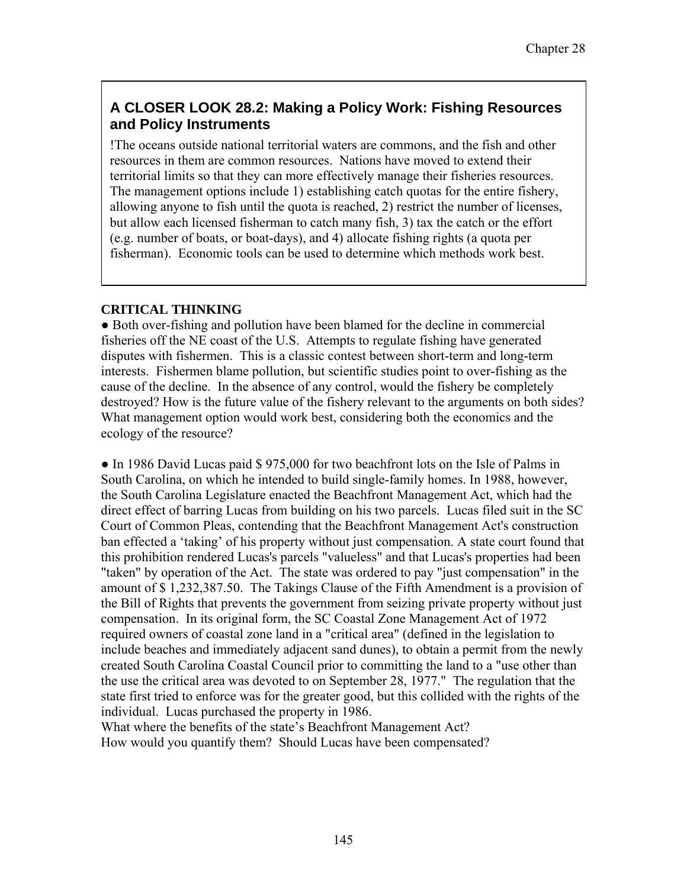### A CLOSER LOOK 28.2: Making a Policy Work: Fishing Resources and Policy Instruments

!The oceans outside national territorial waters are commons, and the fish and other resources in them are common resources. Nations have moved to extend their territorial limits so that they can more effectively manage their fisheries resources. The management options include 1) establishing catch quotas for the entire fishery, allowing anyone to fish until the quota is reached, 2) restrict the number of licenses, but allow each licensed fisherman to catch many fish, 3) tax the catch or the effort (e.g. number of boats, or boat-days), and 4) allocate fishing rights (a quota per fisherman). Economic tools can be used to determine which methods work best.

**CRITICAL THINKING**

● Both over-fishing and pollution have been blamed for the decline in commercial fisheries off the NE coast of the U.S. Attempts to regulate fishing have generated disputes with fishermen. This is a classic contest between short-term and long-term interests. Fishermen blame pollution, but scientific studies point to over-fishing as the cause of the decline. In the absence of any control, would the fishery be completely destroyed? How is the future value of the fishery relevant to the arguments on both sides? What management option would work best, considering both the economics and the ecology of the resource?

● In 1986 David Lucas paid $ 975,000 for two beachfront lots on the Isle of Palms in South Carolina, on which he intended to build single-family homes. In 1988, however, the South Carolina Legislature enacted the Beachfront Management Act, which had the direct effect of barring Lucas from building on his two parcels. Lucas filed suit in the SC Court of Common Pleas, contending that the Beachfront Management Act's construction ban effected a 'taking' of his property without just compensation. A state court found that this prohibition rendered Lucas's parcels "valueless" and that Lucas's properties had been "taken" by operation of the Act. The state was ordered to pay "just compensation" in the amount of $ 1,232,387.50. The Takings Clause of the Fifth Amendment is a provision of the Bill of Rights that prevents the government from seizing private property without just compensation. In its original form, the SC Coastal Zone Management Act of 1972 required owners of coastal zone land in a "critical area" (defined in the legislation to include beaches and immediately adjacent sand dunes), to obtain a permit from the newly created South Carolina Coastal Council prior to committing the land to a "use other than the use the critical area was devoted to on September 28, 1977." The regulation that the state first tried to enforce was for the greater good, but this collided with the rights of the individual. Lucas purchased the property in 1986.
What where the benefits of the state's Beachfront Management Act?
How would you quantify them? Should Lucas have been compensated?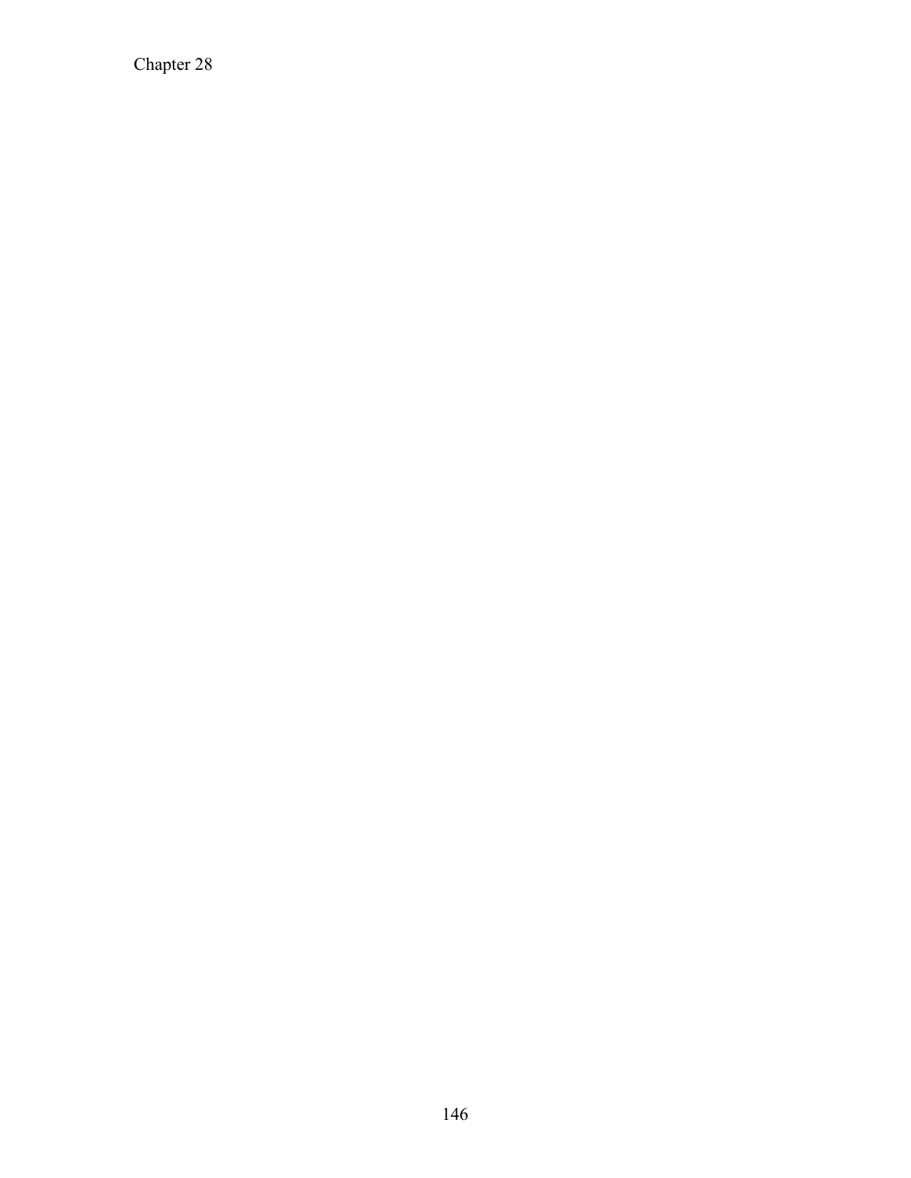Chapter 28